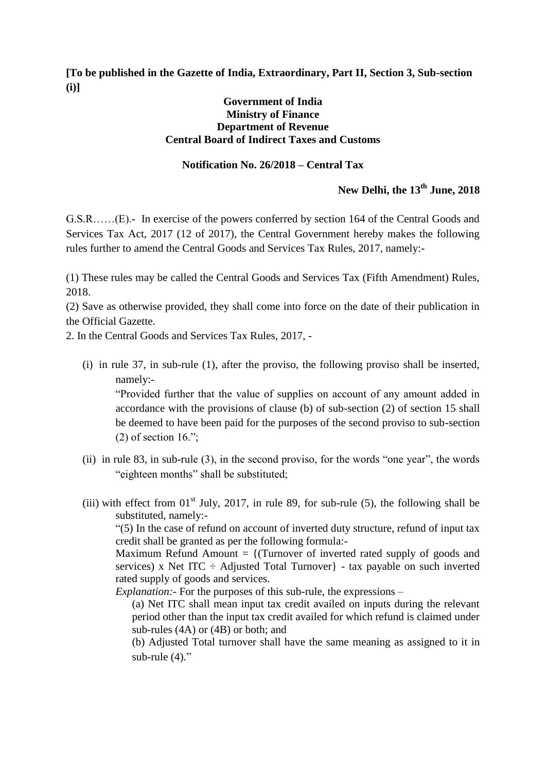**[To be published in the Gazette of India, Extraordinary, Part II, Section 3, Sub-section (i)]**

**Government of India**
**Ministry of Finance**
**Department of Revenue**
**Central Board of Indirect Taxes and Customs**

**Notification No. 26/2018 – Central Tax**

**New Delhi, the 13th June, 2018**

G.S.R……(E).- In exercise of the powers conferred by section 164 of the Central Goods and Services Tax Act, 2017 (12 of 2017), the Central Government hereby makes the following rules further to amend the Central Goods and Services Tax Rules, 2017, namely:-

(1) These rules may be called the Central Goods and Services Tax (Fifth Amendment) Rules, 2018.

(2) Save as otherwise provided, they shall come into force on the date of their publication in the Official Gazette.

2. In the Central Goods and Services Tax Rules, 2017, -

(i) in rule 37, in sub-rule (1), after the proviso, the following proviso shall be inserted, namely:-

"Provided further that the value of supplies on account of any amount added in accordance with the provisions of clause (b) of sub-section (2) of section 15 shall be deemed to have been paid for the purposes of the second proviso to sub-section (2) of section 16.";

(ii) in rule 83, in sub-rule (3), in the second proviso, for the words "one year", the words "eighteen months" shall be substituted;

(iii) with effect from 01st July, 2017, in rule 89, for sub-rule (5), the following shall be substituted, namely:-

"(5) In the case of refund on account of inverted duty structure, refund of input tax credit shall be granted as per the following formula:-

Maximum Refund Amount = {(Turnover of inverted rated supply of goods and services) x Net ITC ÷ Adjusted Total Turnover} - tax payable on such inverted rated supply of goods and services.

*Explanation:-* For the purposes of this sub-rule, the expressions –

(a) Net ITC shall mean input tax credit availed on inputs during the relevant period other than the input tax credit availed for which refund is claimed under sub-rules (4A) or (4B) or both; and

(b) Adjusted Total turnover shall have the same meaning as assigned to it in sub-rule (4)."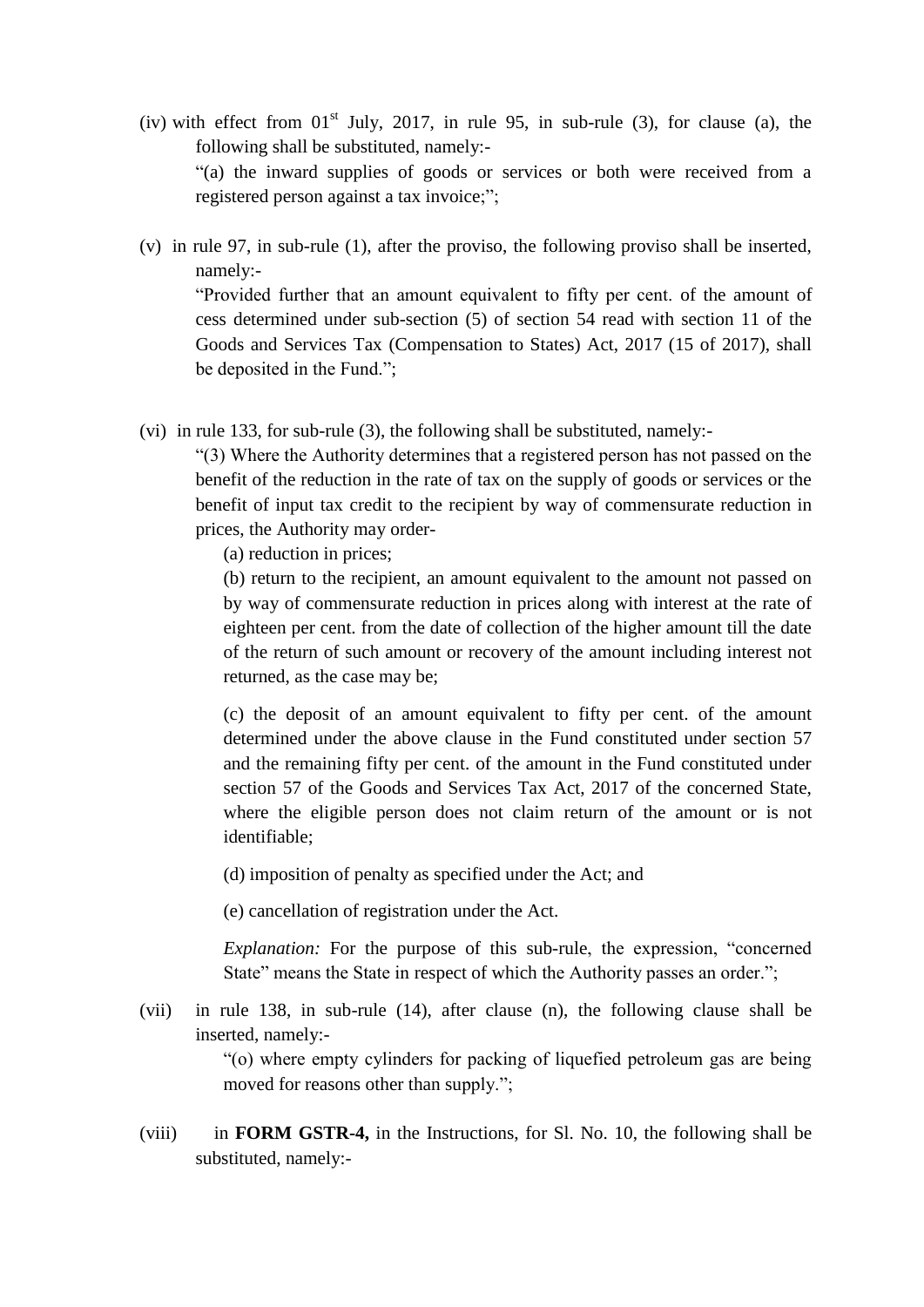(iv) with effect from 01st July, 2017, in rule 95, in sub-rule (3), for clause (a), the following shall be substituted, namely:-

"(a) the inward supplies of goods or services or both were received from a registered person against a tax invoice;";

(v) in rule 97, in sub-rule (1), after the proviso, the following proviso shall be inserted, namely:-

"Provided further that an amount equivalent to fifty per cent. of the amount of cess determined under sub-section (5) of section 54 read with section 11 of the Goods and Services Tax (Compensation to States) Act, 2017 (15 of 2017), shall be deposited in the Fund.";

(vi) in rule 133, for sub-rule (3), the following shall be substituted, namely:-

"(3) Where the Authority determines that a registered person has not passed on the benefit of the reduction in the rate of tax on the supply of goods or services or the benefit of input tax credit to the recipient by way of commensurate reduction in prices, the Authority may order-

(a) reduction in prices;

(b) return to the recipient, an amount equivalent to the amount not passed on by way of commensurate reduction in prices along with interest at the rate of eighteen per cent. from the date of collection of the higher amount till the date of the return of such amount or recovery of the amount including interest not returned, as the case may be;

(c) the deposit of an amount equivalent to fifty per cent. of the amount determined under the above clause in the Fund constituted under section 57 and the remaining fifty per cent. of the amount in the Fund constituted under section 57 of the Goods and Services Tax Act, 2017 of the concerned State, where the eligible person does not claim return of the amount or is not identifiable;

(d) imposition of penalty as specified under the Act; and

(e) cancellation of registration under the Act.

*Explanation:* For the purpose of this sub-rule, the expression, "concerned State" means the State in respect of which the Authority passes an order.";

(vii) in rule 138, in sub-rule (14), after clause (n), the following clause shall be inserted, namely:-

"(o) where empty cylinders for packing of liquefied petroleum gas are being moved for reasons other than supply.";

(viii) in **FORM GSTR-4,** in the Instructions, for Sl. No. 10, the following shall be substituted, namely:-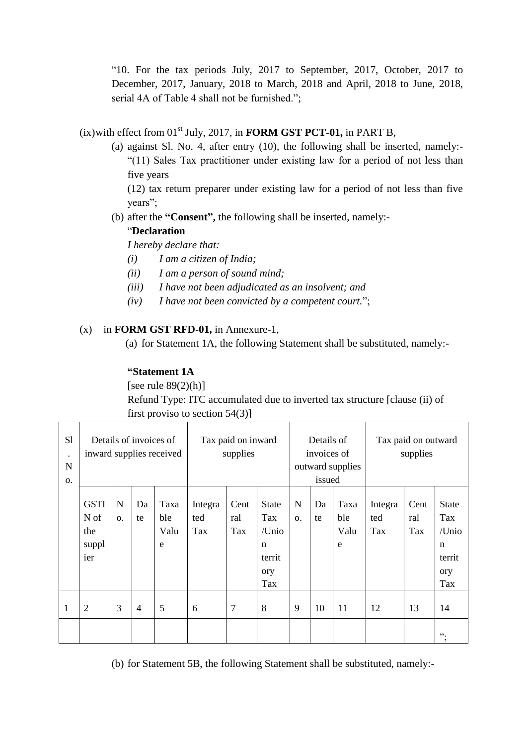"10. For the tax periods July, 2017 to September, 2017, October, 2017 to December, 2017, January, 2018 to March, 2018 and April, 2018 to June, 2018, serial 4A of Table 4 shall not be furnished.";

(ix) with effect from 01st July, 2017, in **FORM GST PCT-01,** in PART B,

(a) against Sl. No. 4, after entry (10), the following shall be inserted, namely:- "(11) Sales Tax practitioner under existing law for a period of not less than five years

(12) tax return preparer under existing law for a period of not less than five years";

(b) after the **"Consent",** the following shall be inserted, namely:-

"**Declaration**

*I hereby declare that:*

*(i) I am a citizen of India;*

*(ii) I am a person of sound mind;*

*(iii) I have not been adjudicated as an insolvent; and*

*(iv) I have not been convicted by a competent court.*";

(x) in **FORM GST RFD-01,** in Annexure-1,

(a) for Statement 1A, the following Statement shall be substituted, namely:-

**"Statement 1A**

[see rule 89(2)(h)]

Refund Type: ITC accumulated due to inverted tax structure [clause (ii) of first proviso to section 54(3)]

| Sl. No. | Details of invoices of inward supplies received | | | | Tax paid on inward supplies | | | Details of invoices of outward supplies issued | | | Tax paid on outward supplies | | |
|---|---|---|---|---|---|---|---|---|---|---|---|---|---|
| | GSTIN of the supplier | No. | Date | Taxable Value | Integrated Tax | Central Tax | State Tax /Union territory Tax | No. | Date | Taxable Value | Integrated Tax | Central Tax | State Tax /Union territory Tax |
| 1 | 2 | 3 | 4 | 5 | 6 | 7 | 8 | 9 | 10 | 11 | 12 | 13 | 14 |
| | | | | | | | | | | | | | "; |

(b) for Statement 5B, the following Statement shall be substituted, namely:-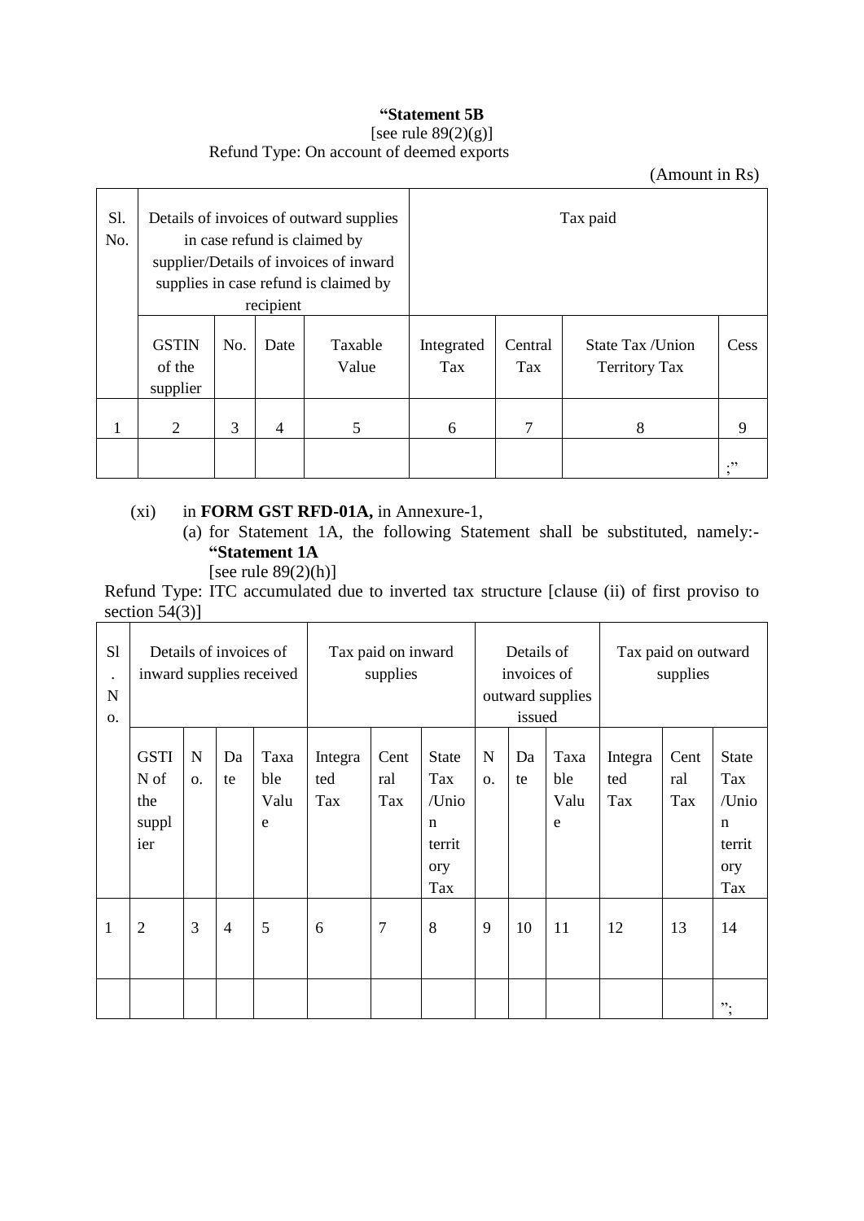**“Statement 5B**

[see rule 89(2)(g)]

Refund Type: On account of deemed exports

(Amount in Rs)

| Sl. No. | Details of invoices of outward supplies in case refund is claimed by supplier/Details of invoices of inward supplies in case refund is claimed by recipient | | | | Tax paid | | | |
|---|---|---|---|---|---|---|---|---|
| | GSTIN of the supplier | No. | Date | Taxable Value | Integrated Tax | Central Tax | State Tax /Union Territory Tax | Cess |
| 1 | 2 | 3 | 4 | 5 | 6 | 7 | 8 | 9 |
| | | | | | | | | ;” |

(xi) in **FORM GST RFD-01A,** in Annexure-1,

(a) for Statement 1A, the following Statement shall be substituted, namely:- **“Statement 1A**

[see rule 89(2)(h)]

Refund Type: ITC accumulated due to inverted tax structure [clause (ii) of first proviso to section 54(3)]

| Sl. No. | Details of invoices of inward supplies received | | | | Tax paid on inward supplies | | | Details of invoices of outward supplies issued | | | Tax paid on outward supplies | | |
|---|---|---|---|---|---|---|---|---|---|---|---|---|---|
| | GSTIN of the supplier | No. | Date | Taxable Value | Integrated Tax | Central Tax | State Tax /Union territory Tax | No. | Date | Taxable Value | Integrated Tax | Central Tax | State Tax /Union territory Tax |
| 1 | 2 | 3 | 4 | 5 | 6 | 7 | 8 | 9 | 10 | 11 | 12 | 13 | 14 |
| | | | | | | | | | | | | | ”; |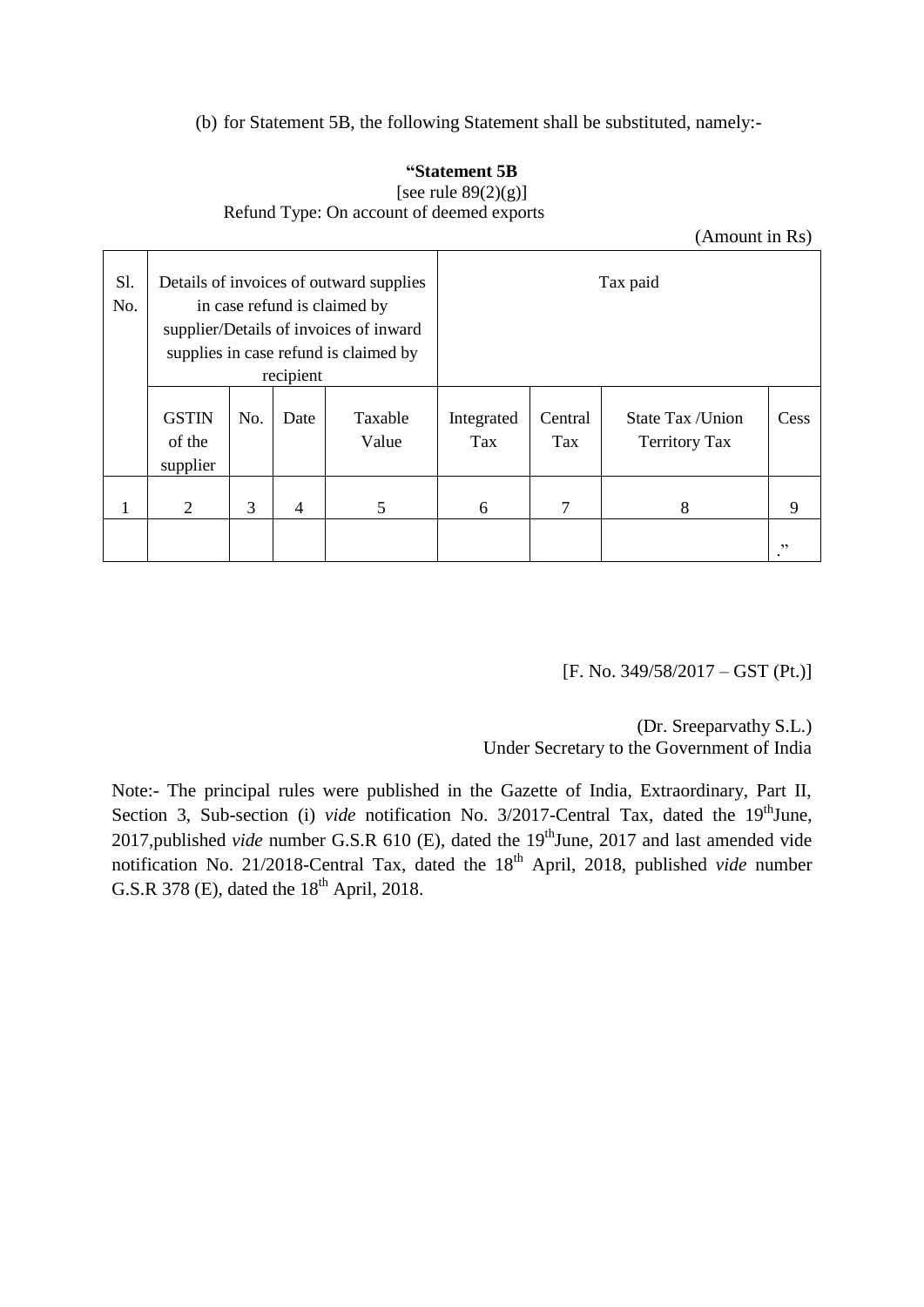(b) for Statement 5B, the following Statement shall be substituted, namely:-

**"Statement 5B**

[see rule 89(2)(g)]

Refund Type: On account of deemed exports

(Amount in Rs)

| Sl. No. | Details of invoices of outward supplies in case refund is claimed by supplier/Details of invoices of inward supplies in case refund is claimed by recipient | | | | Tax paid | | | |
|---|---|---|---|---|---|---|---|---|
| | GSTIN of the supplier | No. | Date | Taxable Value | Integrated Tax | Central Tax | State Tax /Union Territory Tax | Cess |
| 1 | 2 | 3 | 4 | 5 | 6 | 7 | 8 | 9 |
| | | | | | | | | ." |

[F. No. 349/58/2017 – GST (Pt.)]

(Dr. Sreeparvathy S.L.)
Under Secretary to the Government of India

Note:- The principal rules were published in the Gazette of India, Extraordinary, Part II, Section 3, Sub-section (i) *vide* notification No. 3/2017-Central Tax, dated the 19th June, 2017,published *vide* number G.S.R 610 (E), dated the 19th June, 2017 and last amended vide notification No. 21/2018-Central Tax, dated the 18th April, 2018, published *vide* number G.S.R 378 (E), dated the 18th April, 2018.